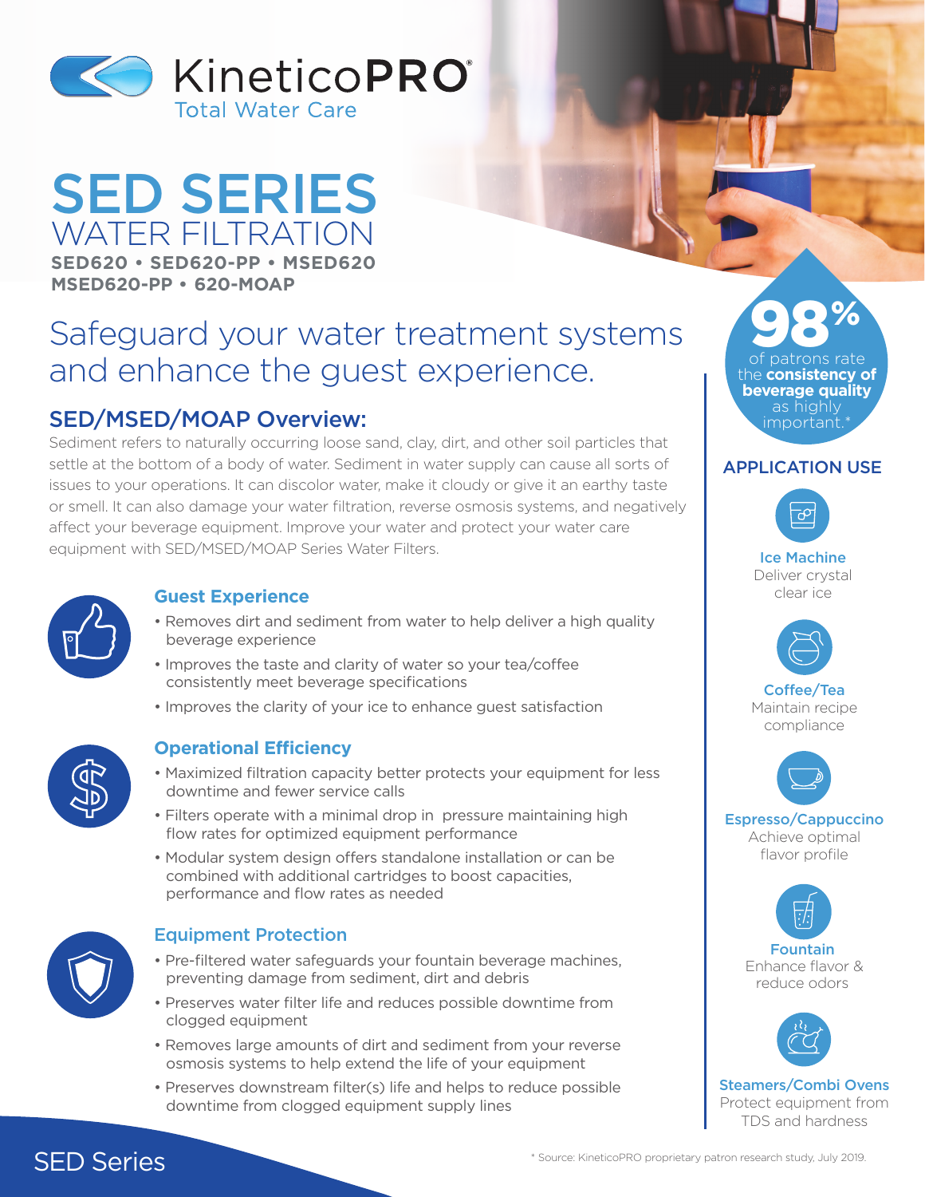KineticoPRO®

Total Water Care

# SED SERIES
## WATER FILTRATION

**SED620 • SED620-PP • MSED620**
**MSED620-PP • 620-MOAP**

## Safeguard your water treatment systems and enhance the guest experience.

### SED/MSED/MOAP Overview:

Sediment refers to naturally occurring loose sand, clay, dirt, and other soil particles that settle at the bottom of a body of water. Sediment in water supply can cause all sorts of issues to your operations. It can discolor water, make it cloudy or give it an earthy taste or smell. It can also damage your water filtration, reverse osmosis systems, and negatively affect your beverage equipment. Improve your water and protect your water care equipment with SED/MSED/MOAP Series Water Filters.

### Guest Experience

- Removes dirt and sediment from water to help deliver a high quality beverage experience
- Improves the taste and clarity of water so your tea/coffee consistently meet beverage specifications
- Improves the clarity of your ice to enhance guest satisfaction

### Operational Efficiency

- Maximized filtration capacity better protects your equipment for less downtime and fewer service calls
- Filters operate with a minimal drop in pressure maintaining high flow rates for optimized equipment performance
- Modular system design offers standalone installation or can be combined with additional cartridges to boost capacities, performance and flow rates as needed

### Equipment Protection

- Pre-filtered water safeguards your fountain beverage machines, preventing damage from sediment, dirt and debris
- Preserves water filter life and reduces possible downtime from clogged equipment
- Removes large amounts of dirt and sediment from your reverse osmosis systems to help extend the life of your equipment
- Preserves downstream filter(s) life and helps to reduce possible downtime from clogged equipment supply lines

**98%** of patrons rate the **consistency of beverage quality** as highly important.*

### APPLICATION USE

**Ice Machine**
Deliver crystal clear ice

**Coffee/Tea**
Maintain recipe compliance

**Espresso/Cappuccino**
Achieve optimal flavor profile

**Fountain**
Enhance flavor & reduce odors

**Steamers/Combi Ovens**
Protect equipment from TDS and hardness

SED Series

* Source: KineticoPRO proprietary patron research study, July 2019.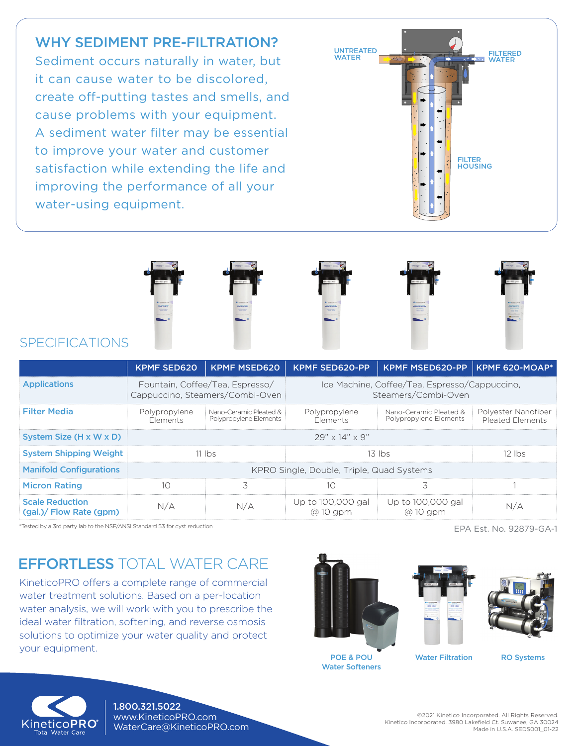## WHY SEDIMENT PRE-FILTRATION?

Sediment occurs naturally in water, but it can cause water to be discolored, create off-putting tastes and smells, and cause problems with your equipment. A sediment water filter may be essential to improve your water and customer satisfaction while extending the life and improving the performance of all your water-using equipment.

UNTREATED WATER

FILTERED WATER

FILTER HOUSING

## SPECIFICATIONS

| | KPMF SED620 | KPMF MSED620 | KPMF SED620-PP | KPMF MSED620-PP | KPMF 620-MOAP* |
|---|---|---|---|---|---|
| **Applications** | Fountain, Coffee/Tea, Espresso/ Cappuccino, Steamers/Combi-Oven | | Ice Machine, Coffee/Tea, Espresso/Cappuccino, Steamers/Combi-Oven | | |
| **Filter Media** | Polypropylene Elements | Nano-Ceramic Pleated & Polypropylene Elements | Polypropylene Elements | Nano-Ceramic Pleated & Polypropylene Elements | Polyester Nanofiber Pleated Elements |
| **System Size (H x W x D)** | 29" x 14" x 9" | | | | |
| **System Shipping Weight** | 11 lbs | | 13 lbs | | 12 lbs |
| **Manifold Configurations** | KPRO Single, Double, Triple, Quad Systems | | | | |
| **Micron Rating** | 10 | 3 | 10 | 3 | 1 |
| **Scale Reduction (gal.)/ Flow Rate (gpm)** | N/A | N/A | Up to 100,000 gal @ 10 gpm | Up to 100,000 gal @ 10 gpm | N/A |

*Tested by a 3rd party lab to the NSF/ANSI Standard 53 for cyst reduction

EPA Est. No. 92879-GA-1

## EFFORTLESS TOTAL WATER CARE

KineticoPRO offers a complete range of commercial water treatment solutions. Based on a per-location water analysis, we will work with you to prescribe the ideal water filtration, softening, and reverse osmosis solutions to optimize your water quality and protect your equipment.

POE & POU Water Softeners

Water Filtration

RO Systems

KineticoPRO® Total Water Care

1.800.321.5022
www.KineticoPRO.com
WaterCare@KineticoPRO.com

©2021 Kinetico Incorporated. All Rights Reserved.
Kinetico Incorporated. 3980 Lakefield Ct. Suwanee, GA 30024
Made in U.S.A. SEDS001_01-22